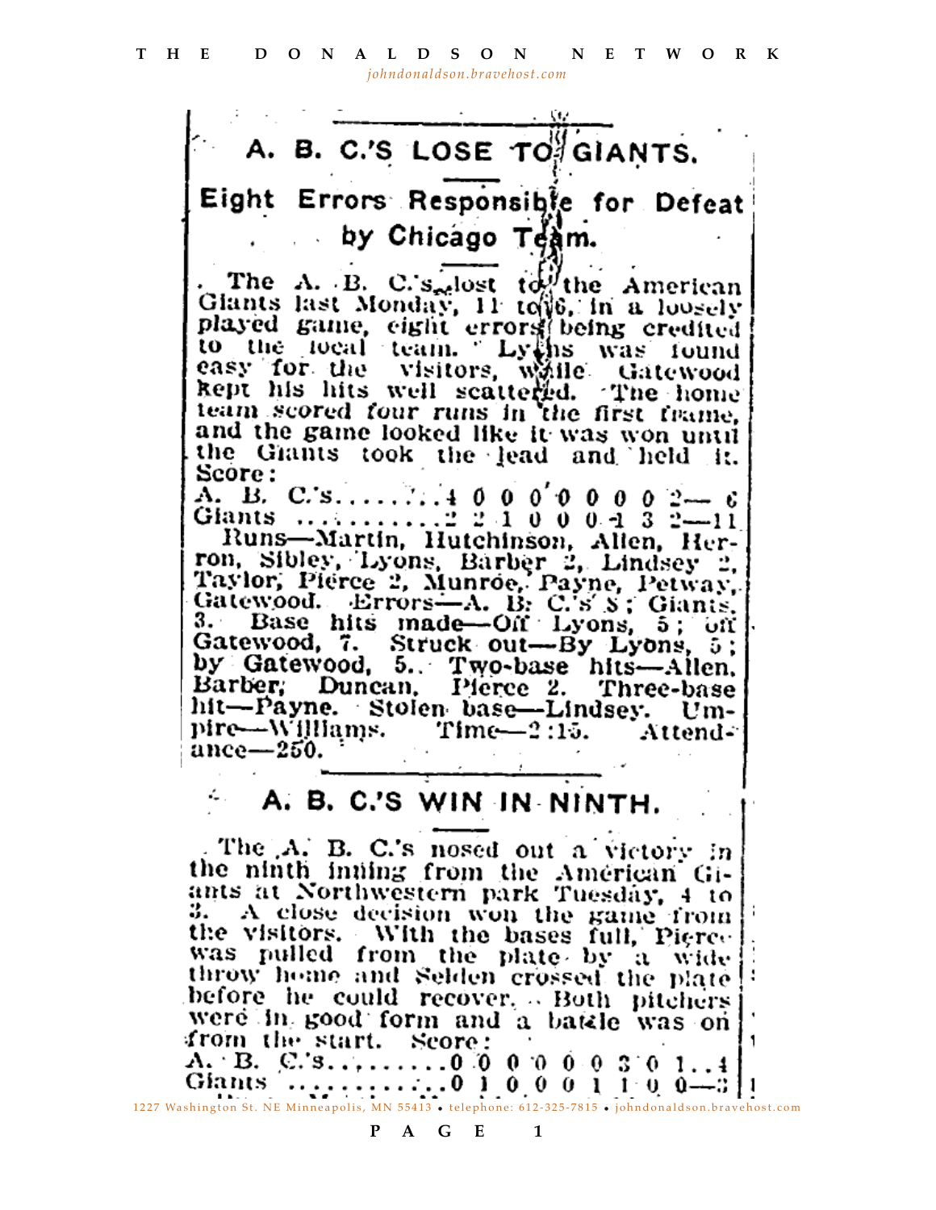# A. B. C.'S LOSE TO GIANTS.

## Eight Errors Responsible for Defeat by Chicago Team.

The A. B. C.'s lost to the American Giants last Monday, 11 to 6, in a loosely played game, eight errors being credited to the local team. Lyons was found easy for the visitors, while Gatewood kept his hits well scattered. The home team scored four runs in the first frame, and the game looked like it was won until the Giants took the lead and held it. Score:

A. B. C.'s........4 0 0 0 0 0 0 0 2— 6
Giants ............2 2 1 0 0 0 1 3 2—11

Runs—Martin, Hutchinson, Allen, Herron, Sibley, Lyons, Barber 2, Lindsey 2, Taylor, Pierce 2, Munroe, Payne, Petway, Gatewood. Errors—A. B. C.'s 8; Giants, 3. Base hits made—Off Lyons, 5; off Gatewood, 7. Struck out—By Lyons, 5; by Gatewood, 5. Two-base hits—Allen, Barber, Duncan, Pierce 2. Three-base hit—Payne. Stolen base—Lindsey. Umpire—Williams. Time—2:15. Attendance—250.

# A. B. C.'S WIN IN NINTH.

The A. B. C.'s nosed out a victory in the ninth inning from the American Giants at Northwestern park Tuesday, 4 to 3. A close decision won the game from the visitors. With the bases full, Pierce was pulled from the plate by a wide throw home and Selden crossed the plate before he could recover. Both pitchers were in good form and a battle was on from the start. Score:

A. B. C.'s..........0 0 0 0 0 0 3 0 1..4
Giants ..............0 1 0 0 0 1 1 0 0—3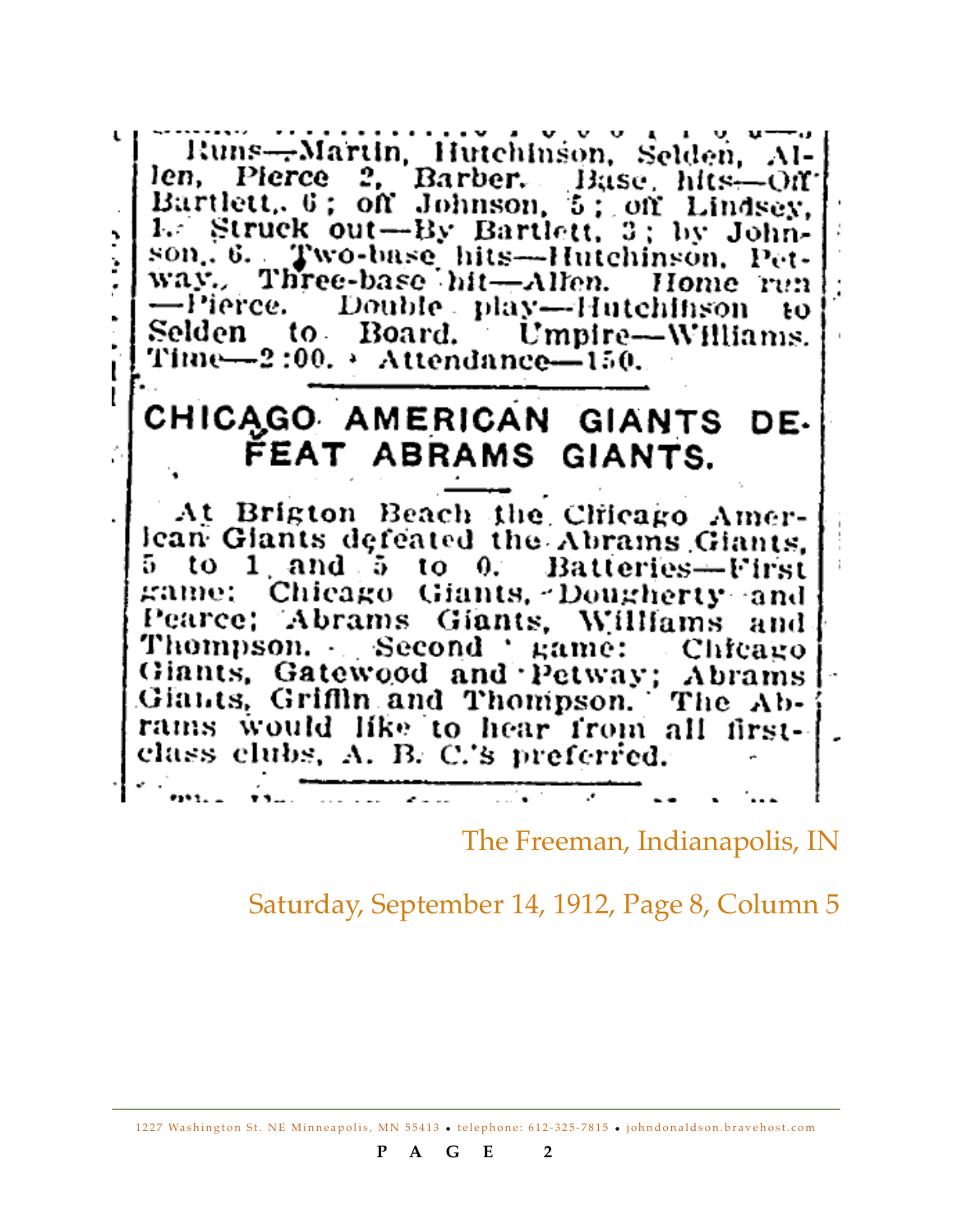Runs—Martin, Hutchinson, Selden, Allen, Pierce 2, Barber. Base hits—Off Bartlett, 6; off Johnson, 5; off Lindsey, 1. Struck out—By Bartlett, 3; by Johnson, 6. Two-base hits—Hutchinson, Petway. Three-base hit—Allen. Home run—Pierce. Double play—Hutchinson to Selden to Board. Umpire—Williams. Time—2:00. Attendance—150.

## CHICAGO AMERICAN GIANTS DEFEAT ABRAMS GIANTS.

At Brigton Beach the Chicago American Giants defeated the Abrams Giants, 5 to 1 and 5 to 0. Batteries—First game: Chicago Giants, Dougherty and Pearce; Abrams Giants, Williams and Thompson. Second game: Chicago Giants, Gatewood and Petway; Abrams Giants, Griffin and Thompson. The Abrams would like to hear from all first-class clubs, A. B. C.'s preferred.

The Freeman, Indianapolis, IN

Saturday, September 14, 1912, Page 8, Column 5

1227 Washington St. NE Minneapolis, MN 55413 • telephone: 612-325-7815 • johndonaldson.bravehost.com